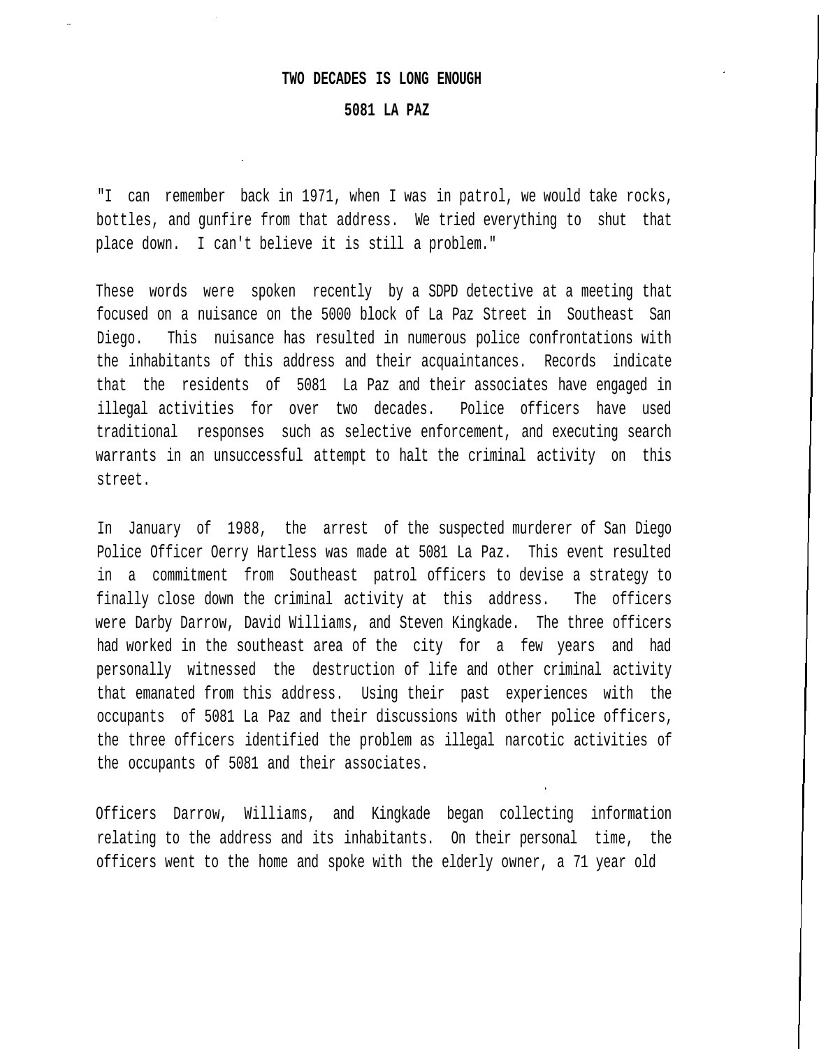# TWO DECADES IS LONG ENOUGH

## 5081 LA PAZ

"I can remember back in 1971, when I was in patrol, we would take rocks, bottles, and gunfire from that address. We tried everything to shut that place down. I can't believe it is still a problem."

These words were spoken recently by a SDPD detective at a meeting that focused on a nuisance on the 5000 block of La Paz Street in Southeast San Diego. This nuisance has resulted in numerous police confrontations with the inhabitants of this address and their acquaintances. Records indicate that the residents of 5081 La Paz and their associates have engaged in illegal activities for over two decades. Police officers have used traditional responses such as selective enforcement, and executing search warrants in an unsuccessful attempt to halt the criminal activity on this street.

In January of 1988, the arrest of the suspected murderer of San Diego Police Officer Oerry Hartless was made at 5081 La Paz. This event resulted in a commitment from Southeast patrol officers to devise a strategy to finally close down the criminal activity at this address. The officers were Darby Darrow, David Williams, and Steven Kingkade. The three officers had worked in the southeast area of the city for a few years and had personally witnessed the destruction of life and other criminal activity that emanated from this address. Using their past experiences with the occupants of 5081 La Paz and their discussions with other police officers, the three officers identified the problem as illegal narcotic activities of the occupants of 5081 and their associates.

Officers Darrow, Williams, and Kingkade began collecting information relating to the address and its inhabitants. On their personal time, the officers went to the home and spoke with the elderly owner, a 71 year old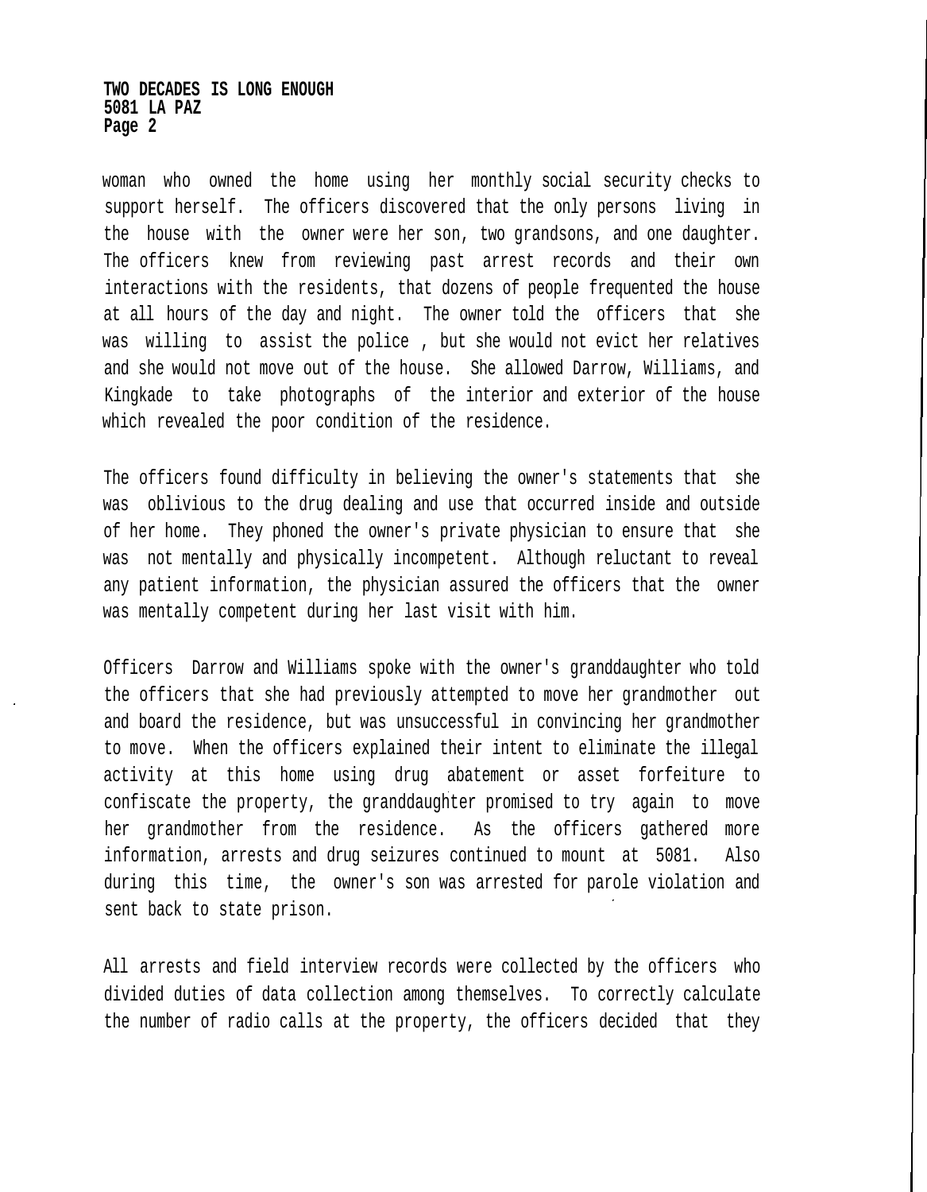woman who owned the home using her monthly social security checks to support herself. The officers discovered that the only persons living in the house with the owner were her son, two grandsons, and one daughter. The officers knew from reviewing past arrest records and their own interactions with the residents, that dozens of people frequented the house at all hours of the day and night. The owner told the officers that she was willing to assist the police , but she would not evict her relatives and she would not move out of the house. She allowed Darrow, Williams, and Kingkade to take photographs of the interior and exterior of the house which revealed the poor condition of the residence.

The officers found difficulty in believing the owner's statements that she was oblivious to the drug dealing and use that occurred inside and outside of her home. They phoned the owner's private physician to ensure that she was not mentally and physically incompetent. Although reluctant to reveal any patient information, the physician assured the officers that the owner was mentally competent during her last visit with him.

Officers Darrow and Williams spoke with the owner's granddaughter who told the officers that she had previously attempted to move her grandmother out and board the residence, but was unsuccessful in convincing her grandmother to move. When the officers explained their intent to eliminate the illegal activity at this home using drug abatement or asset forfeiture to confiscate the property, the granddaughter promised to try again to move her grandmother from the residence. As the officers gathered more information, arrests and drug seizures continued to mount at 5081. Also during this time, the owner's son was arrested for parole violation and sent back to state prison.

All arrests and field interview records were collected by the officers who divided duties of data collection among themselves. To correctly calculate the number of radio calls at the property, the officers decided that they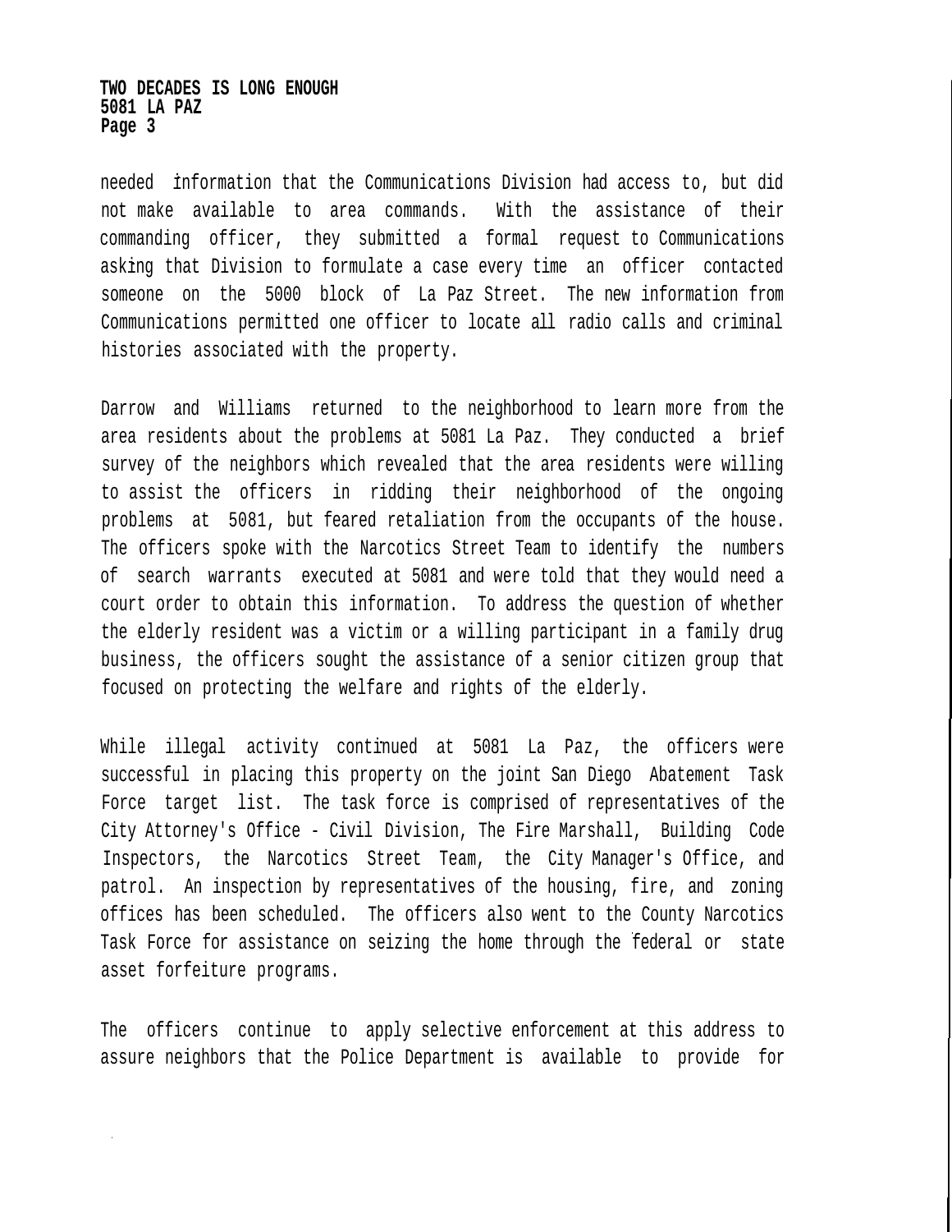needed information that the Communications Division had access to, but did not make available to area commands. With the assistance of their commanding officer, they submitted a formal request to Communications asking that Division to formulate a case every time an officer contacted someone on the 5000 block of La Paz Street. The new information from Communications permitted one officer to locate all radio calls and criminal histories associated with the property.

Darrow and Williams returned to the neighborhood to learn more from the area residents about the problems at 5081 La Paz. They conducted a brief survey of the neighbors which revealed that the area residents were willing to assist the officers in ridding their neighborhood of the ongoing problems at 5081, but feared retaliation from the occupants of the house. The officers spoke with the Narcotics Street Team to identify the numbers of search warrants executed at 5081 and were told that they would need a court order to obtain this information. To address the question of whether the elderly resident was a victim or a willing participant in a family drug business, the officers sought the assistance of a senior citizen group that focused on protecting the welfare and rights of the elderly.

While illegal activity continued at 5081 La Paz, the officers were successful in placing this property on the joint San Diego Abatement Task Force target list. The task force is comprised of representatives of the City Attorney's Office - Civil Division, The Fire Marshall, Building Code Inspectors, the Narcotics Street Team, the City Manager's Office, and patrol. An inspection by representatives of the housing, fire, and zoning offices has been scheduled. The officers also went to the County Narcotics Task Force for assistance on seizing the home through the federal or state asset forfeiture programs.

The officers continue to apply selective enforcement at this address to assure neighbors that the Police Department is available to provide for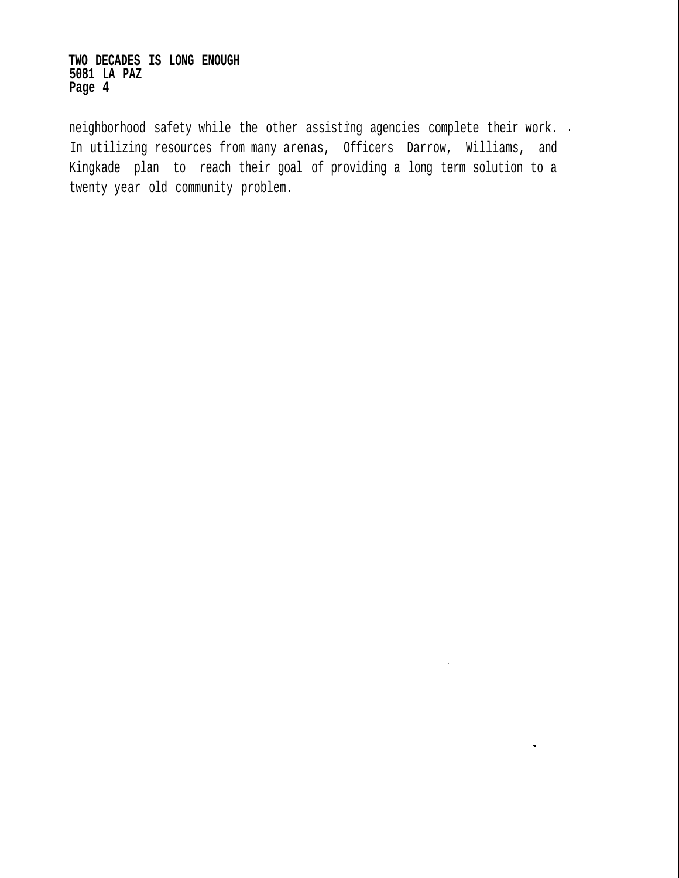neighborhood safety while the other assisting agencies complete their work. In utilizing resources from many arenas, Officers Darrow, Williams, and Kingkade plan to reach their goal of providing a long term solution to a twenty year old community problem.